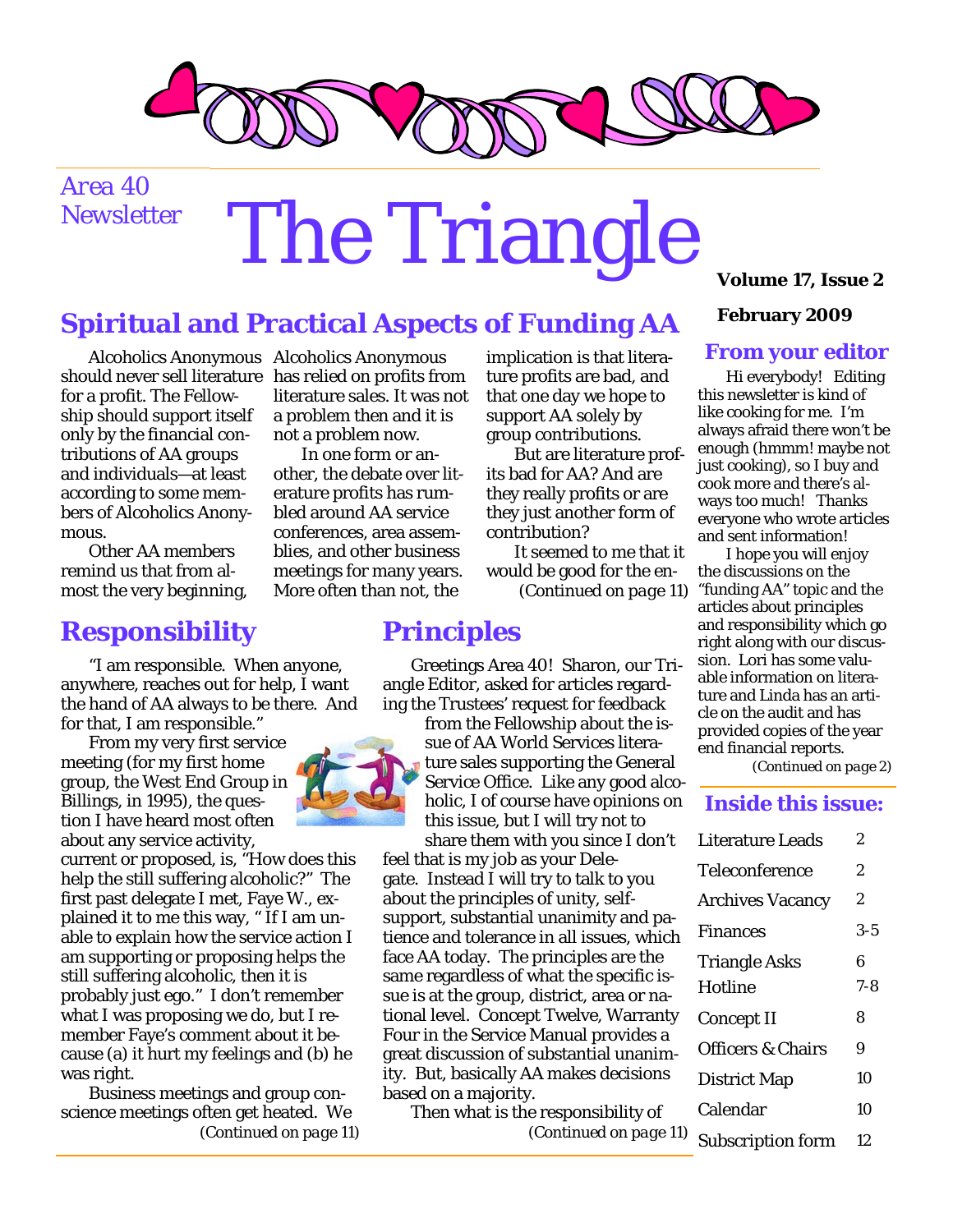Area 40 Newsletter

# The Triangle

**Volume 17, Issue 2**

**February 2009**

## Spiritual and Practical Aspects of Funding AA

Alcoholics Anonymous should never sell literature for a profit. The Fellowship should support itself only by the financial contributions of AA groups and individuals—at least according to some members of Alcoholics Anonymous.

Other AA members remind us that from almost the very beginning, Alcoholics Anonymous has relied on profits from literature sales. It was not a problem then and it is not a problem now.

In one form or another, the debate over literature profits has rumbled around AA service conferences, area assemblies, and other business meetings for many years. More often than not, the implication is that literature profits are bad, and that one day we hope to support AA solely by group contributions.

But are literature profits bad for AA? And are they really profits or are they just another form of contribution?

It seemed to me that it would be good for the en-

*(Continued on page 11)*

## Responsibility

"I am responsible. When anyone, anywhere, reaches out for help, I want the hand of AA always to be there. And for that, I am responsible."

From my very first service meeting (for my first home group, the West End Group in Billings, in 1995), the question I have heard most often about any service activity, current or proposed, is, "How does this help the still suffering alcoholic?" The first past delegate I met, Faye W., explained it to me this way, " If I am unable to explain how the service action I am supporting or proposing helps the still suffering alcoholic, then it is probably just ego." I don't remember what I was proposing we do, but I remember Faye's comment about it because (a) it hurt my feelings and (b) he was right.

Business meetings and group conscience meetings often get heated. We

*(Continued on page 11)*

## Principles

Greetings Area 40! Sharon, our Triangle Editor, asked for articles regarding the Trustees' request for feedback from the Fellowship about the issue of AA World Services literature sales supporting the General Service Office. Like any good alcoholic, I of course have opinions on this issue, but I will try not to share them with you since I don't feel that is my job as your Delegate. Instead I will try to talk to you about the principles of unity, self-support, substantial unanimity and patience and tolerance in all issues, which face AA today. The principles are the same regardless of what the specific issue is at the group, district, area or national level. Concept Twelve, Warranty Four in the Service Manual provides a great discussion of substantial unanimity. But, basically AA makes decisions based on a majority.

Then what is the responsibility of

*(Continued on page 11)*

## From your editor

Hi everybody! Editing this newsletter is kind of like cooking for me. I'm always afraid there won't be enough (hmmm! maybe not just cooking), so I buy and cook more and there's always too much! Thanks everyone who wrote articles and sent information!

I hope you will enjoy the discussions on the "funding AA" topic and the articles about principles and responsibility which go right along with our discussion. Lori has some valuable information on literature and Linda has an article on the audit and has provided copies of the year end financial reports.

*(Continued on page 2)*

## Inside this issue:

| | |
|---|---|
| Literature Leads | 2 |
| Teleconference | 2 |
| Archives Vacancy | 2 |
| Finances | 3-5 |
| Triangle Asks | 6 |
| Hotline | 7-8 |
| Concept II | 8 |
| Officers & Chairs | 9 |
| District Map | 10 |
| Calendar | 10 |
| Subscription form | 12 |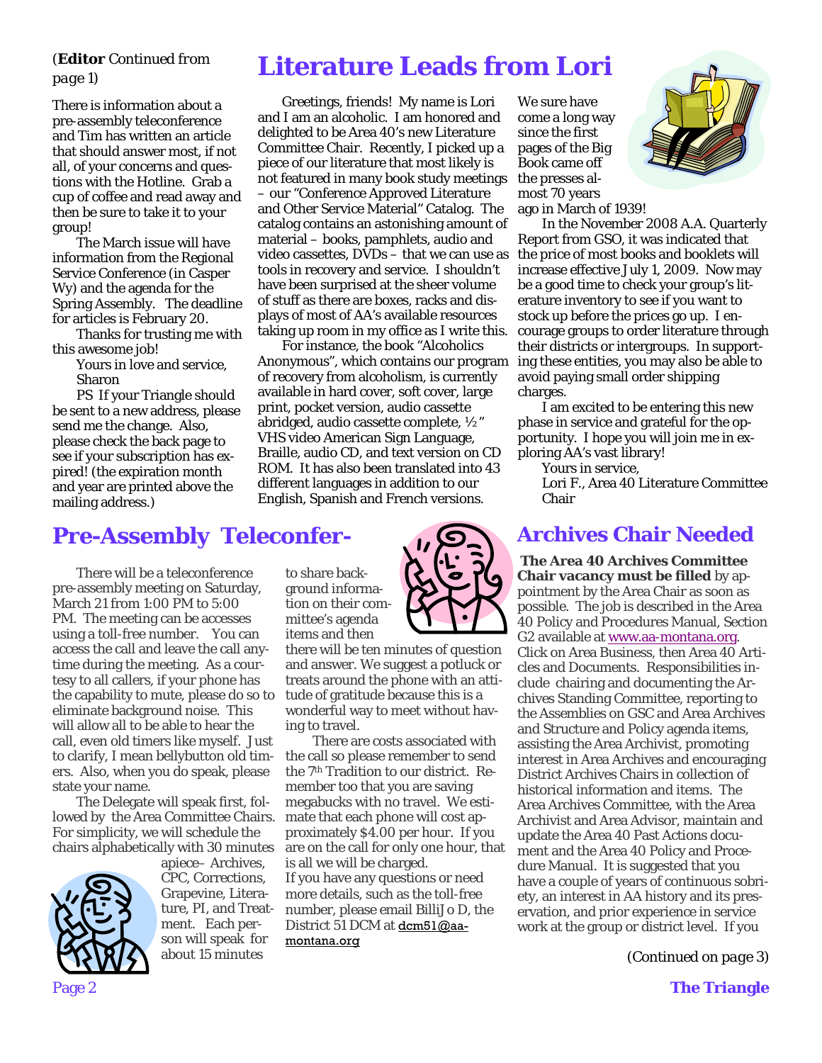(**Editor** *Continued from page 1*)

There is information about a pre-assembly teleconference and Tim has written an article that should answer most, if not all, of your concerns and questions with the Hotline. Grab a cup of coffee and read away and then be sure to take it to your group!

The March issue will have information from the Regional Service Conference (in Casper Wy) and the agenda for the Spring Assembly. The deadline for articles is February 20.

Thanks for trusting me with this awesome job!

Yours in love and service,
Sharon

PS If your Triangle should be sent to a new address, please send me the change. Also, please check the back page to see if your subscription has expired! (the expiration month and year are printed above the mailing address.)

# Literature Leads from Lori

Greetings, friends! My name is Lori and I am an alcoholic. I am honored and delighted to be Area 40's new Literature Committee Chair. Recently, I picked up a piece of our literature that most likely is not featured in many book study meetings – our "Conference Approved Literature and Other Service Material" Catalog. The catalog contains an astonishing amount of material – books, pamphlets, audio and video cassettes, DVDs – that we can use as tools in recovery and service. I shouldn't have been surprised at the sheer volume of stuff as there are boxes, racks and displays of most of AA's available resources taking up room in my office as I write this.

For instance, the book "Alcoholics Anonymous", which contains our program of recovery from alcoholism, is currently available in hard cover, soft cover, large print, pocket version, audio cassette abridged, audio cassette complete, ½" VHS video American Sign Language, Braille, audio CD, and text version on CD ROM. It has also been translated into 43 different languages in addition to our English, Spanish and French versions.

We sure have come a long way since the first pages of the Big Book came off the presses almost 70 years ago in March of 1939!

In the November 2008 A.A. Quarterly Report from GSO, it was indicated that the price of most books and booklets will increase effective July 1, 2009. Now may be a good time to check your group's literature inventory to see if you want to stock up before the prices go up. I encourage groups to order literature through their districts or intergroups. In supporting these entities, you may also be able to avoid paying small order shipping charges.

I am excited to be entering this new phase in service and grateful for the opportunity. I hope you will join me in exploring AA's vast library!

Yours in service,
Lori F., Area 40 Literature Committee Chair

# Pre-Assembly Teleconfer-

There will be a teleconference pre-assembly meeting on Saturday, March 21 from 1:00 PM to 5:00 PM. The meeting can be accesses using a toll-free number. You can access the call and leave the call anytime during the meeting. As a courtesy to all callers, if your phone has the capability to mute, please do so to eliminate background noise. This will allow all to be able to hear the call, even old timers like myself. Just to clarify, I mean bellybutton old timers. Also, when you do speak, please state your name.

The Delegate will speak first, followed by the Area Committee Chairs. For simplicity, we will schedule the chairs alphabetically with 30 minutes apiece– Archives, CPC, Corrections, Grapevine, Literature, PI, and Treatment. Each person will speak for about 15 minutes to share background information on their committee's agenda items and then there will be ten minutes of question and answer. We suggest a potluck or treats around the phone with an attitude of gratitude because this is a wonderful way to meet without having to travel.

There are costs associated with the call so please remember to send the 7th Tradition to our district. Remember too that you are saving megabucks with no travel. We estimate that each phone will cost approximately $4.00 per hour. If you are on the call for only one hour, that is all we will be charged.

If you have any questions or need more details, such as the toll-free number, please email BilliJo D, the District 51 DCM at dcm51@aa-montana.org

# Archives Chair Needed

**The Area 40 Archives Committee Chair vacancy must be filled** by appointment by the Area Chair as soon as possible. The job is described in the Area 40 Policy and Procedures Manual, Section G2 available at www.aa-montana.org. Click on Area Business, then Area 40 Articles and Documents. Responsibilities include chairing and documenting the Archives Standing Committee, reporting to the Assemblies on GSC and Area Archives and Structure and Policy agenda items, assisting the Area Archivist, promoting interest in Area Archives and encouraging District Archives Chairs in collection of historical information and items. The Area Archives Committee, with the Area Archivist and Area Advisor, maintain and update the Area 40 Past Actions document and the Area 40 Policy and Procedure Manual. It is suggested that you have a couple of years of continuous sobriety, an interest in AA history and its preservation, and prior experience in service work at the group or district level. If you

*(Continued on page 3)*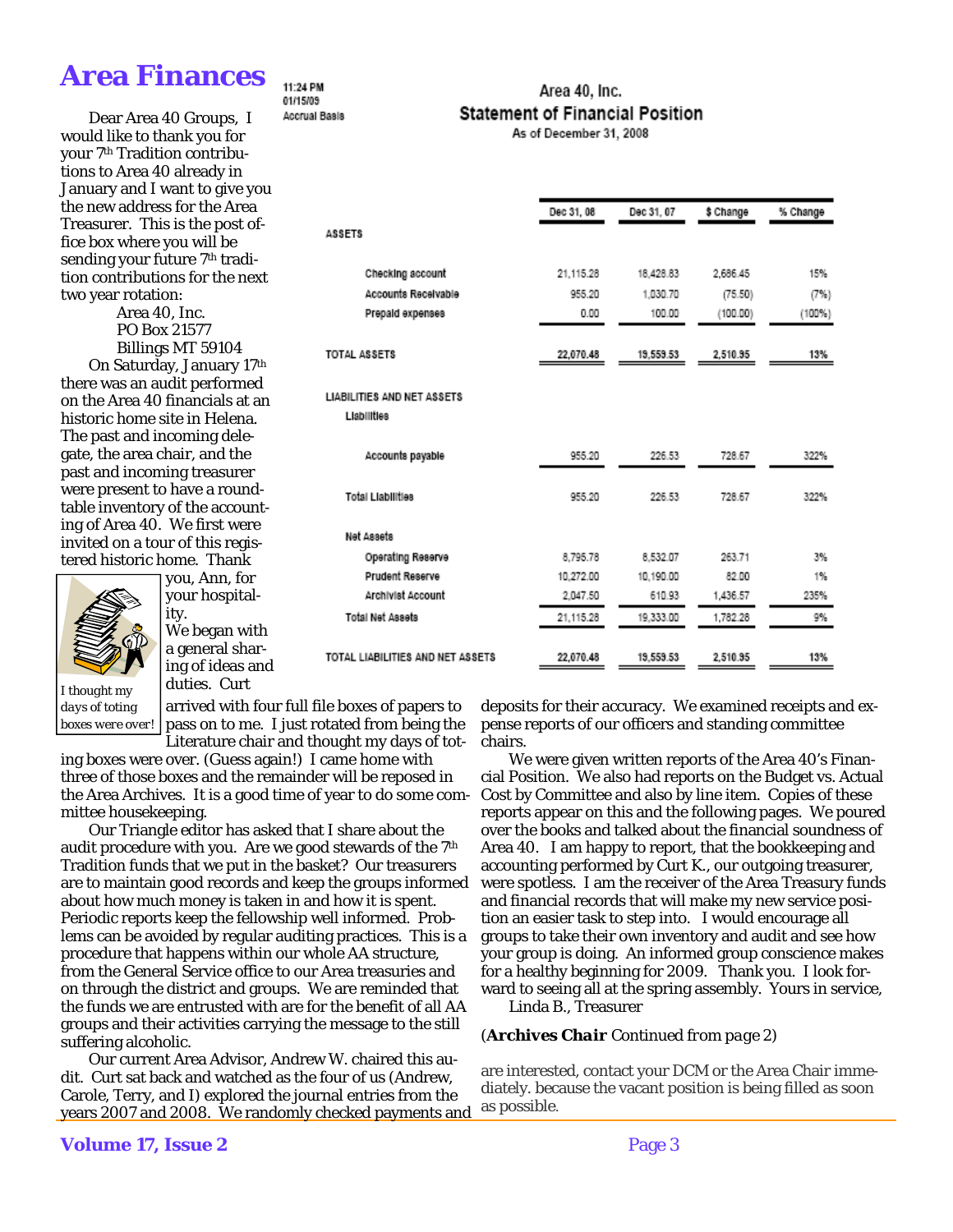# Area Finances

11:24 PM
01/15/09
Accrual Basis

**Area 40, Inc.**
**Statement of Financial Position**
As of December 31, 2008

| | Dec 31, 08 | Dec 31, 07 | $ Change | % Change |
|---|---|---|---|---|
| **ASSETS** | | | | |
| Checking account | 21,115.28 | 18,428.83 | 2,686.45 | 15% |
| Accounts Receivable | 955.20 | 1,030.70 | (75.50) | (7%) |
| Prepaid expenses | 0.00 | 100.00 | (100.00) | (100%) |
| **TOTAL ASSETS** | 22,070.48 | 19,559.53 | 2,510.95 | 13% |
| **LIABILITIES AND NET ASSETS** | | | | |
| Liabilities | | | | |
| Accounts payable | 955.20 | 226.53 | 728.67 | 322% |
| Total Liabilities | 955.20 | 226.53 | 728.67 | 322% |
| Net Assets | | | | |
| Operating Reserve | 8,795.78 | 8,532.07 | 263.71 | 3% |
| Prudent Reserve | 10,272.00 | 10,190.00 | 82.00 | 1% |
| Archivist Account | 2,047.50 | 610.93 | 1,436.57 | 235% |
| Total Net Assets | 21,115.28 | 19,333.00 | 1,782.28 | 9% |
| **TOTAL LIABILITIES AND NET ASSETS** | 22,070.48 | 19,559.53 | 2,510.95 | 13% |

Dear Area 40 Groups, I would like to thank you for your 7th Tradition contributions to Area 40 already in January and I want to give you the new address for the Area Treasurer. This is the post office box where you will be sending your future 7th tradition contributions for the next two year rotation:

Area 40, Inc.
PO Box 21577
Billings MT 59104

On Saturday, January 17th there was an audit performed on the Area 40 financials at an historic home site in Helena. The past and incoming delegate, the area chair, and the past and incoming treasurer were present to have a roundtable inventory of the accounting of Area 40. We first were invited on a tour of this registered historic home. Thank you, Ann, for your hospitality. We began with a general sharing of ideas and duties. Curt arrived with four full file boxes of papers to pass on to me. I just rotated from being the Literature chair and thought my days of toting boxes were over. (Guess again!) I came home with three of those boxes and the remainder will be reposed in the Area Archives. It is a good time of year to do some committee housekeeping.

I thought my days of toting boxes were over!

Our Triangle editor has asked that I share about the audit procedure with you. Are we good stewards of the 7th Tradition funds that we put in the basket? Our treasurers are to maintain good records and keep the groups informed about how much money is taken in and how it is spent. Periodic reports keep the fellowship well informed. Problems can be avoided by regular auditing practices. This is a procedure that happens within our whole AA structure, from the General Service office to our Area treasuries and on through the district and groups. We are reminded that the funds we are entrusted with are for the benefit of all AA groups and their activities carrying the message to the still suffering alcoholic.

Our current Area Advisor, Andrew W. chaired this audit. Curt sat back and watched as the four of us (Andrew, Carole, Terry, and I) explored the journal entries from the years 2007 and 2008. We randomly checked payments and deposits for their accuracy. We examined receipts and expense reports of our officers and standing committee chairs.

We were given written reports of the Area 40's Financial Position. We also had reports on the Budget vs. Actual Cost by Committee and also by line item. Copies of these reports appear on this and the following pages. We poured over the books and talked about the financial soundness of Area 40. I am happy to report, that the bookkeeping and accounting performed by Curt K., our outgoing treasurer, were spotless. I am the receiver of the Area Treasury funds and financial records that will make my new service position an easier task to step into. I would encourage all groups to take their own inventory and audit and see how your group is doing. An informed group conscience makes for a healthy beginning for 2009. Thank you. I look forward to seeing all at the spring assembly. Yours in service,

Linda B., Treasurer

(***Archives Chair*** *Continued from page 2*)

are interested, contact your DCM or the Area Chair immediately. because the vacant position is being filled as soon as possible.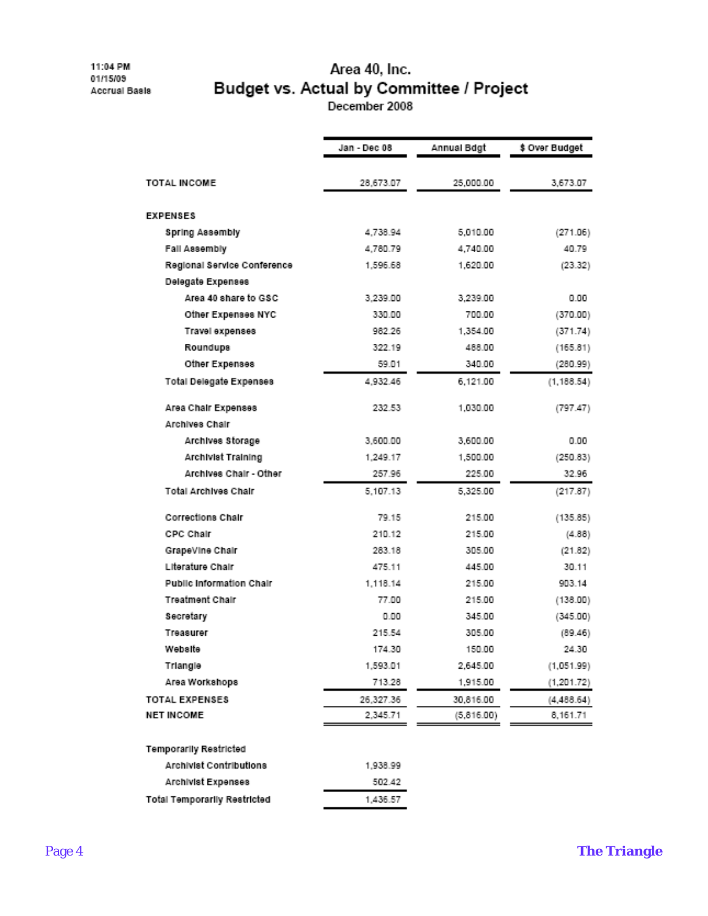11:04 PM
01/15/09
Accrual Basis

# Area 40, Inc.
## Budget vs. Actual by Committee / Project
December 2008

| | Jan - Dec 08 | Annual Bdgt | $ Over Budget |
|---|---|---|---|
| **TOTAL INCOME** | 28,673.07 | 25,000.00 | 3,673.07 |
| **EXPENSES** | | | |
| Spring Assembly | 4,738.94 | 5,010.00 | (271.06) |
| Fall Assembly | 4,780.79 | 4,740.00 | 40.79 |
| Regional Service Conference | 1,596.68 | 1,620.00 | (23.32) |
| Delegate Expenses | | | |
| Area 40 share to GSC | 3,239.00 | 3,239.00 | 0.00 |
| Other Expenses NYC | 330.00 | 700.00 | (370.00) |
| Travel expenses | 982.26 | 1,354.00 | (371.74) |
| Roundups | 322.19 | 488.00 | (165.81) |
| Other Expenses | 59.01 | 340.00 | (280.99) |
| Total Delegate Expenses | 4,932.46 | 6,121.00 | (1,188.54) |
| Area Chair Expenses | 232.53 | 1,030.00 | (797.47) |
| Archives Chair | | | |
| Archives Storage | 3,600.00 | 3,600.00 | 0.00 |
| Archivist Training | 1,249.17 | 1,500.00 | (250.83) |
| Archives Chair - Other | 257.96 | 225.00 | 32.96 |
| Total Archives Chair | 5,107.13 | 5,325.00 | (217.87) |
| Corrections Chair | 79.15 | 215.00 | (135.85) |
| CPC Chair | 210.12 | 215.00 | (4.88) |
| GrapeVine Chair | 283.18 | 305.00 | (21.82) |
| Literature Chair | 475.11 | 445.00 | 30.11 |
| Public Information Chair | 1,118.14 | 215.00 | 903.14 |
| Treatment Chair | 77.00 | 215.00 | (138.00) |
| Secretary | 0.00 | 345.00 | (345.00) |
| Treasurer | 215.54 | 305.00 | (89.46) |
| Website | 174.30 | 150.00 | 24.30 |
| Triangle | 1,593.01 | 2,645.00 | (1,051.99) |
| Area Workshops | 713.28 | 1,915.00 | (1,201.72) |
| **TOTAL EXPENSES** | 26,327.36 | 30,816.00 | (4,488.64) |
| **NET INCOME** | 2,345.71 | (5,816.00) | 8,161.71 |
| Temporarily Restricted | | | |
| Archivist Contributions | 1,938.99 | | |
| Archivist Expenses | 502.42 | | |
| Total Temporarily Restricted | 1,436.57 | | |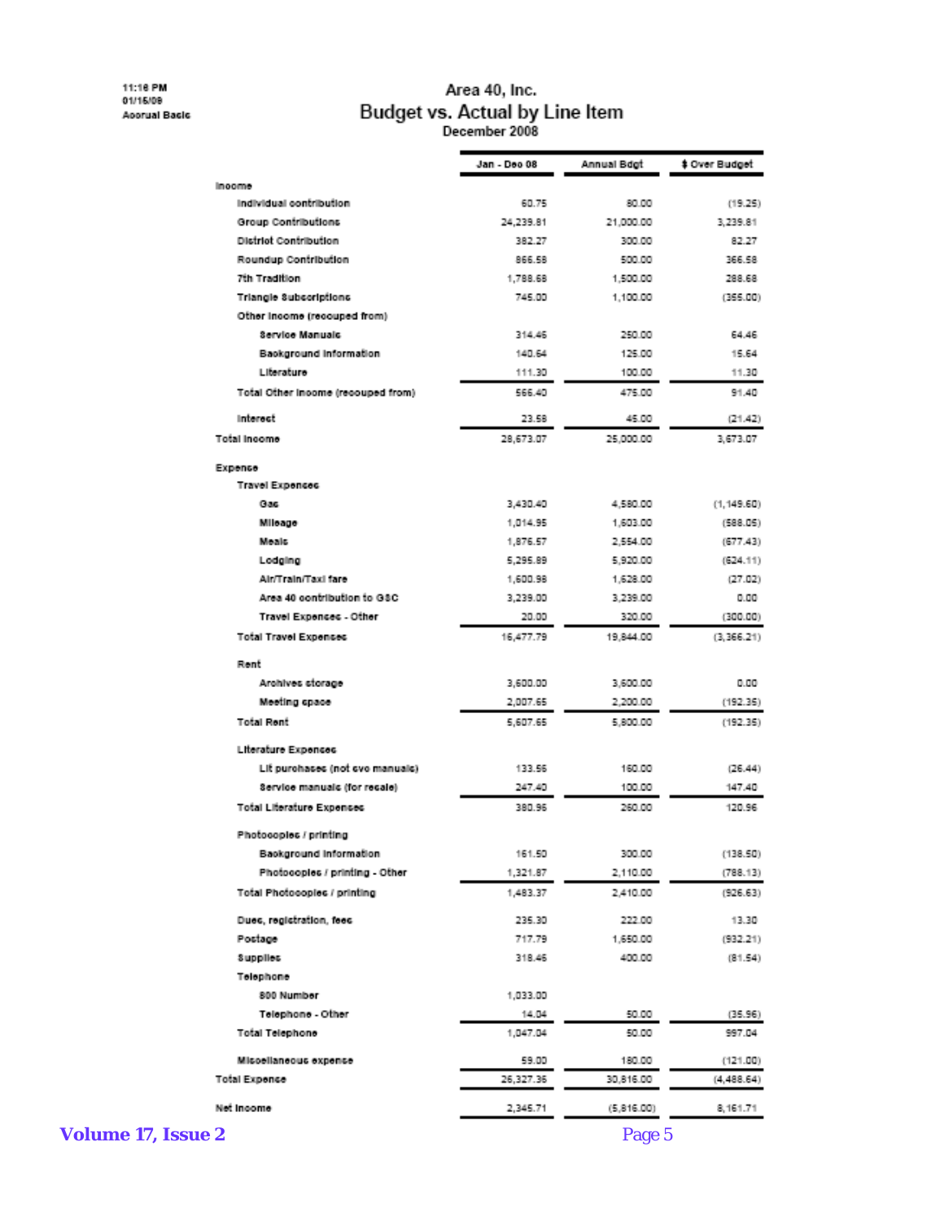11:18 PM
01/15/09
Accrual Basis

# Area 40, Inc.

## Budget vs. Actual by Line Item

December 2008

| | Jan - Dec 08 | Annual Bdgt | $ Over Budget |
|---|---|---|---|
| **Income** | | | |
| Individual contribution | 60.75 | 80.00 | (19.25) |
| Group Contributions | 24,239.81 | 21,000.00 | 3,239.81 |
| District Contribution | 382.27 | 300.00 | 82.27 |
| Roundup Contribution | 866.58 | 500.00 | 366.58 |
| 7th Tradition | 1,788.68 | 1,500.00 | 288.68 |
| Triangle Subscriptions | 745.00 | 1,100.00 | (355.00) |
| Other Income (recouped from) | | | |
| Service Manuals | 314.46 | 250.00 | 64.46 |
| Background Information | 140.64 | 125.00 | 15.64 |
| Literature | 111.30 | 100.00 | 11.30 |
| Total Other Income (recouped from) | 566.40 | 475.00 | 91.40 |
| Interest | 23.58 | 45.00 | (21.42) |
| **Total Income** | 28,673.07 | 25,000.00 | 3,673.07 |
| **Expense** | | | |
| Travel Expenses | | | |
| Gas | 3,430.40 | 4,580.00 | (1,149.60) |
| Mileage | 1,014.95 | 1,603.00 | (588.05) |
| Meals | 1,876.57 | 2,554.00 | (677.43) |
| Lodging | 5,295.89 | 5,920.00 | (624.11) |
| Air/Train/Taxi fare | 1,600.98 | 1,628.00 | (27.02) |
| Area 40 contribution to GSC | 3,239.00 | 3,239.00 | 0.00 |
| Travel Expenses - Other | 20.00 | 320.00 | (300.00) |
| Total Travel Expenses | 16,477.79 | 19,844.00 | (3,366.21) |
| Rent | | | |
| Archives storage | 3,600.00 | 3,600.00 | 0.00 |
| Meeting space | 2,007.65 | 2,200.00 | (192.35) |
| Total Rent | 5,607.65 | 5,800.00 | (192.35) |
| Literature Expenses | | | |
| Lit purchases (not svc manuals) | 133.56 | 160.00 | (26.44) |
| Service manuals (for resale) | 247.40 | 100.00 | 147.40 |
| Total Literature Expenses | 380.96 | 260.00 | 120.96 |
| Photocopies / printing | | | |
| Background Information | 161.50 | 300.00 | (138.50) |
| Photocopies / printing - Other | 1,321.87 | 2,110.00 | (788.13) |
| Total Photocopies / printing | 1,483.37 | 2,410.00 | (926.63) |
| Dues, registration, fees | 235.30 | 222.00 | 13.30 |
| Postage | 717.79 | 1,650.00 | (932.21) |
| Supplies | 318.46 | 400.00 | (81.54) |
| Telephone | | | |
| 800 Number | 1,033.00 | | |
| Telephone - Other | 14.04 | 50.00 | (35.96) |
| Total Telephone | 1,047.04 | 50.00 | 997.04 |
| Miscellaneous expense | 59.00 | 180.00 | (121.00) |
| **Total Expense** | 26,327.36 | 30,816.00 | (4,488.64) |
| **Net Income** | 2,345.71 | (5,816.00) | 8,161.71 |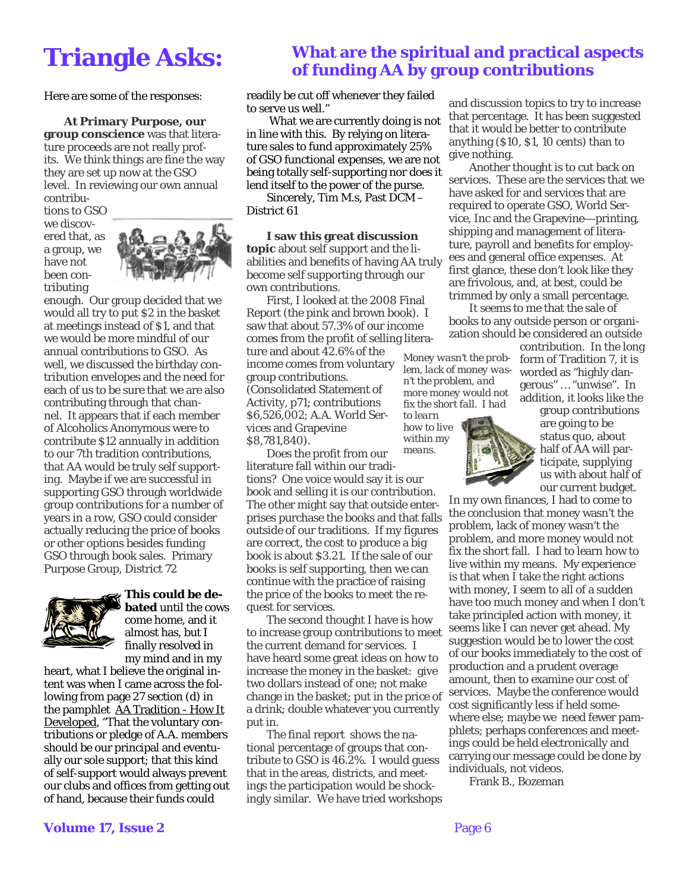# Triangle Asks: What are the spiritual and practical aspects of funding AA by group contributions

Here are some of the responses:

**At Primary Purpose, our group conscience** was that literature proceeds are not really profits. We think things are fine the way they are set up now at the GSO level. In reviewing our own annual contributions to GSO we discovered that, as a group, we have not been contributing enough. Our group decided that we would all try to put $2 in the basket at meetings instead of $1, and that we would be more mindful of our annual contributions to GSO. As well, we discussed the birthday contribution envelopes and the need for each of us to be sure that we are also contributing through that channel. It appears that if each member of Alcoholics Anonymous were to contribute $12 annually in addition to our 7th tradition contributions, that AA would be truly self supporting. Maybe if we are successful in supporting GSO through worldwide group contributions for a number of years in a row, GSO could consider actually reducing the price of books or other options besides funding GSO through book sales. Primary Purpose Group, District 72

**This could be debated** until the cows come home, and it almost has, but I finally resolved in my mind and in my heart, what I believe the original intent was when I came across the following from page 27 section (d) in the pamphlet AA Tradition - How It Developed, "That the voluntary contributions or pledge of A.A. members should be our principal and eventually our sole support; that this kind of self-support would always prevent our clubs and offices from getting out of hand, because their funds could readily be cut off whenever they failed to serve us well."

What we are currently doing is not in line with this. By relying on literature sales to fund approximately 25% of GSO functional expenses, we are not being totally self-supporting nor does it lend itself to the power of the purse.

Sincerely, Tim M.s, Past DCM – District 61

**I saw this great discussion topic** about self support and the liabilities and benefits of having AA truly become self supporting through our own contributions.

First, I looked at the 2008 Final Report (the pink and brown book). I saw that about 57.3% of our income comes from the profit of selling literature and about 42.6% of the income comes from voluntary group contributions. (Consolidated Statement of Activity, p71; contributions $6,526,002; A.A. World Services and Grapevine $8,781,840).

Does the profit from our literature fall within our traditions? One voice would say it is our book and selling it is our contribution. The other might say that outside enterprises purchase the books and that falls outside of our traditions. If my figures are correct, the cost to produce a big book is about $3.21. If the sale of our books is self supporting, then we can continue with the practice of raising the price of the books to meet the request for services.

The second thought I have is how to increase group contributions to meet the current demand for services. I have heard some great ideas on how to increase the money in the basket: give two dollars instead of one; not make change in the basket; put in the price of a drink; double whatever you currently put in.

The final report shows the national percentage of groups that contribute to GSO is 46.2%. I would guess that in the areas, districts, and meetings the participation would be shockingly similar. We have tried workshops and discussion topics to try to increase that percentage. It has been suggested that it would be better to contribute anything ($10, $1, 10 cents) than to give nothing.

Another thought is to cut back on services. These are the services that we have asked for and services that are required to operate GSO, World Service, Inc and the Grapevine—printing, shipping and management of literature, payroll and benefits for employees and general office expenses. At first glance, these don't look like they are frivolous, and, at best, could be trimmed by only a small percentage.

It seems to me that the sale of books to any outside person or organization should be considered an outside contribution. In the long form of Tradition 7, it is worded as "highly dangerous" … "unwise". In addition, it looks like the group contributions are going to be status quo, about half of AA will participate, supplying us with about half of our current budget.

*Money wasn't the problem, lack of money wasn't the problem, and more money would not fix the short fall. I had to learn how to live within my means.*

In my own finances, I had to come to the conclusion that money wasn't the problem, lack of money wasn't the problem, and more money would not fix the short fall. I had to learn how to live within my means. My experience is that when I take the right actions with money, I seem to all of a sudden have too much money and when I don't take principled action with money, it seems like I can never get ahead. My suggestion would be to lower the cost of our books immediately to the cost of production and a prudent overage amount, then to examine our cost of services. Maybe the conference would cost significantly less if held somewhere else; maybe we need fewer pamphlets; perhaps conferences and meetings could be held electronically and carrying our message could be done by individuals, not videos.

Frank B., Bozeman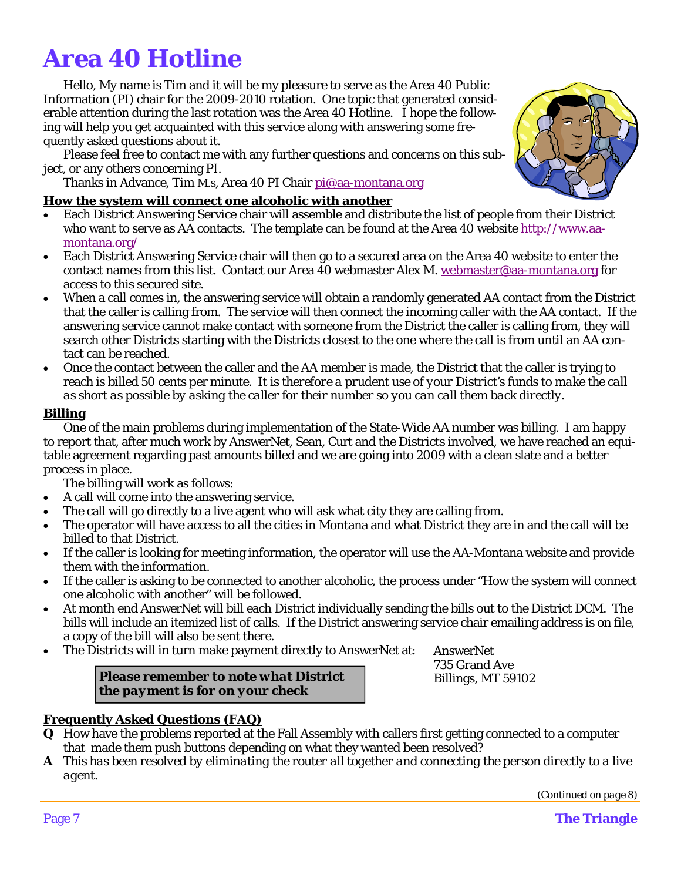# Area 40 Hotline

Hello, My name is Tim and it will be my pleasure to serve as the Area 40 Public Information (PI) chair for the 2009-2010 rotation. One topic that generated considerable attention during the last rotation was the Area 40 Hotline. I hope the following will help you get acquainted with this service along with answering some frequently asked questions about it.

Please feel free to contact me with any further questions and concerns on this subject, or any others concerning PI.

Thanks in Advance, Tim M.s, Area 40 PI Chair pi@aa-montana.org

**How the system will connect one alcoholic with another**

- Each District Answering Service chair will assemble and distribute the list of people from their District who want to serve as AA contacts. The template can be found at the Area 40 website http://www.aa-montana.org/
- Each District Answering Service chair will then go to a secured area on the Area 40 website to enter the contact names from this list. Contact our Area 40 webmaster Alex M. webmaster@aa-montana.org for access to this secured site.
- When a call comes in, the answering service will obtain a randomly generated AA contact from the District that the caller is calling from. The service will then connect the incoming caller with the AA contact. If the answering service cannot make contact with someone from the District the caller is calling from, they will search other Districts starting with the Districts closest to the one where the call is from until an AA contact can be reached.
- Once the contact between the caller and the AA member is made, the District that the caller is trying to reach is billed 50 cents per minute. *It is therefore a prudent use of your District's funds to make the call as short as possible by asking the caller for their number so you can call them back directly.*

**Billing**

One of the main problems during implementation of the State-Wide AA number was billing. I am happy to report that, after much work by AnswerNet, Sean, Curt and the Districts involved, we have reached an equitable agreement regarding past amounts billed and we are going into 2009 with a clean slate and a better process in place.

The billing will work as follows:

- A call will come into the answering service.
- The call will go directly to a live agent who will ask what city they are calling from.
- The operator will have access to all the cities in Montana and what District they are in and the call will be billed to that District.
- If the caller is looking for meeting information, the operator will use the AA-Montana website and provide them with the information.
- If the caller is asking to be connected to another alcoholic, the process under "How the system will connect one alcoholic with another" will be followed.
- At month end AnswerNet will bill each District individually sending the bills out to the District DCM. The bills will include an itemized list of calls. If the District answering service chair emailing address is on file, a copy of the bill will also be sent there.
- The Districts will in turn make payment directly to AnswerNet at:

AnswerNet
735 Grand Ave
Billings, MT 59102

***Please remember to note what District the payment is for on your check***

**Frequently Asked Questions (FAQ)**

**Q** How have the problems reported at the Fall Assembly with callers first getting connected to a computer that made them push buttons depending on what they wanted been resolved?

**A** *This has been resolved by eliminating the router all together and connecting the person directly to a live agent.*

*(Continued on page 8)*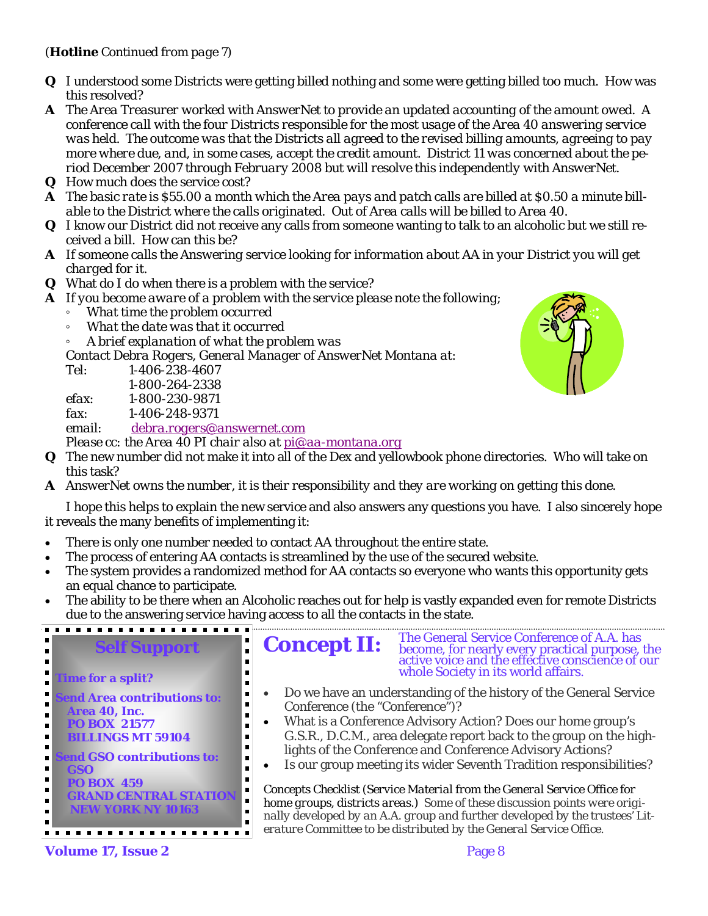(**Hotline** *Continued from page 7*)

**Q** I understood some Districts were getting billed nothing and some were getting billed too much. How was this resolved?

**A** *The Area Treasurer worked with AnswerNet to provide an updated accounting of the amount owed. A conference call with the four Districts responsible for the most usage of the Area 40 answering service was held. The outcome was that the Districts all agreed to the revised billing amounts, agreeing to pay more where due, and, in some cases, accept the credit amount. District 11 was concerned about the period December 2007 through February 2008 but will resolve this independently with AnswerNet.*

**Q** How much does the service cost?

**A** *The basic rate is $55.00 a month which the Area pays and patch calls are billed at $0.50 a minute billable to the District where the calls originated. Out of Area calls will be billed to Area 40.*

**Q** I know our District did not receive any calls from someone wanting to talk to an alcoholic but we still received a bill. How can this be?

**A** *If someone calls the Answering service looking for information about AA in your District you will get charged for it.*

**Q** What do I do when there is a problem with the service?

**A** *If you become aware of a problem with the service please note the following;*
- *What time the problem occurred*
- *What the date was that it occurred*
- *A brief explanation of what the problem was*

*Contact Debra Rogers, General Manager of AnswerNet Montana at:*

Tel: 1-406-238-4607
1-800-264-2338
efax: 1-800-230-9871
fax: 1-406-248-9371
email: debra.rogers@answernet.com

*Please cc: the Area 40 PI chair also at* pi@aa-montana.org

**Q** The new number did not make it into all of the Dex and yellowbook phone directories. Who will take on this task?

**A** *AnswerNet owns the number, it is their responsibility and they are working on getting this done.*

I hope this helps to explain the new service and also answers any questions you have. I also sincerely hope it reveals the many benefits of implementing it:

- There is only one number needed to contact AA throughout the entire state.
- The process of entering AA contacts is streamlined by the use of the secured website.
- The system provides a randomized method for AA contacts so everyone who wants this opportunity gets an equal chance to participate.
- The ability to be there when an Alcoholic reaches out for help is vastly expanded even for remote Districts due to the answering service having access to all the contacts in the state.

## Self Support

**Time for a split?**

**Send Area contributions to:**
**Area 40, Inc.**
**PO BOX 21577**
**BILLINGS MT 59104**

**Send GSO contributions to:**
**GSO**
**PO BOX 459**
**GRAND CENTRAL STATION**
**NEW YORK NY 10163**

## Concept II:

The General Service Conference of A.A. has become, for nearly every practical purpose, the active voice and the effective conscience of our whole Society in its world affairs.

- Do we have an understanding of the history of the General Service Conference (the "Conference")?
- What is a Conference Advisory Action? Does our home group's G.S.R., D.C.M., area delegate report back to the group on the highlights of the Conference and Conference Advisory Actions?
- Is our group meeting its wider Seventh Tradition responsibilities?

Concepts Checklist (*Service Material from the General Service Office for home groups, districts areas.*) *Some of these discussion points were originally developed by an A.A. group and further developed by the trustees' Literature Committee to be distributed by the General Service Office.*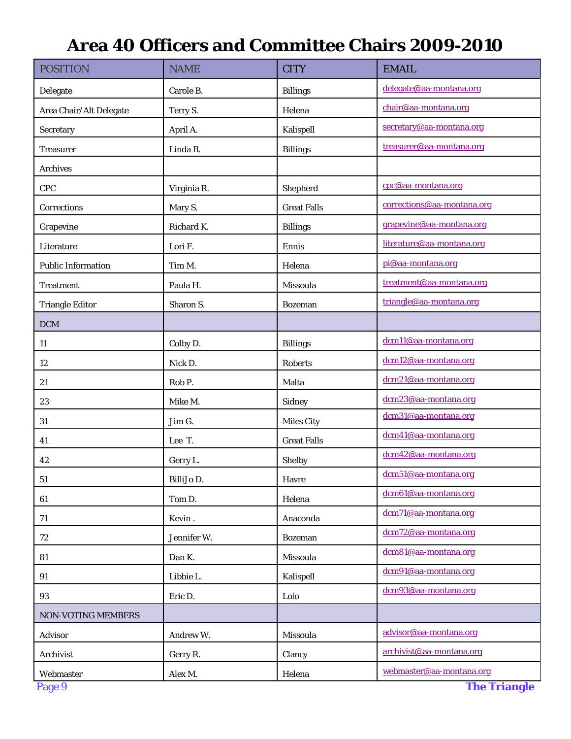# Area 40 Officers and Committee Chairs 2009-2010

| POSITION | NAME | CITY | EMAIL |
|---|---|---|---|
| Delegate | Carole B. | Billings | delegate@aa-montana.org |
| Area Chair/Alt Delegate | Terry S. | Helena | chair@aa-montana.org |
| Secretary | April A. | Kalispell | secretary@aa-montana.org |
| Treasurer | Linda B. | Billings | treasurer@aa-montana.org |
| Archives | | | |
| CPC | Virginia R. | Shepherd | cpc@aa-montana.org |
| Corrections | Mary S. | Great Falls | corrections@aa-montana.org |
| Grapevine | Richard K. | Billings | grapevine@aa-montana.org |
| Literature | Lori F. | Ennis | literature@aa-montana.org |
| Public Information | Tim M. | Helena | pi@aa-montana.org |
| Treatment | Paula H. | Missoula | treatment@aa-montana.org |
| Triangle Editor | Sharon S. | Bozeman | triangle@aa-montana.org |
| DCM | | | |
| 11 | Colby D. | Billings | dcm11@aa-montana.org |
| 12 | Nick D. | Roberts | dcm12@aa-montana.org |
| 21 | Rob P. | Malta | dcm21@aa-montana.org |
| 23 | Mike M. | Sidney | dcm23@aa-montana.org |
| 31 | Jim G. | Miles City | dcm31@aa-montana.org |
| 41 | Lee T. | Great Falls | dcm41@aa-montana.org |
| 42 | Gerry L. | Shelby | dcm42@aa-montana.org |
| 51 | BilliJo D. | Havre | dcm51@aa-montana.org |
| 61 | Tom D. | Helena | dcm61@aa-montana.org |
| 71 | Kevin . | Anaconda | dcm71@aa-montana.org |
| 72 | Jennifer W. | Bozeman | dcm72@aa-montana.org |
| 81 | Dan K. | Missoula | dcm81@aa-montana.org |
| 91 | Libbie L. | Kalispell | dcm91@aa-montana.org |
| 93 | Eric D. | Lolo | dcm93@aa-montana.org |
| NON-VOTING MEMBERS | | | |
| Advisor | Andrew W. | Missoula | advisor@aa-montana.org |
| Archivist | Gerry R. | Clancy | archivist@aa-montana.org |
| Webmaster | Alex M. | Helena | webmaster@aa-montana.org |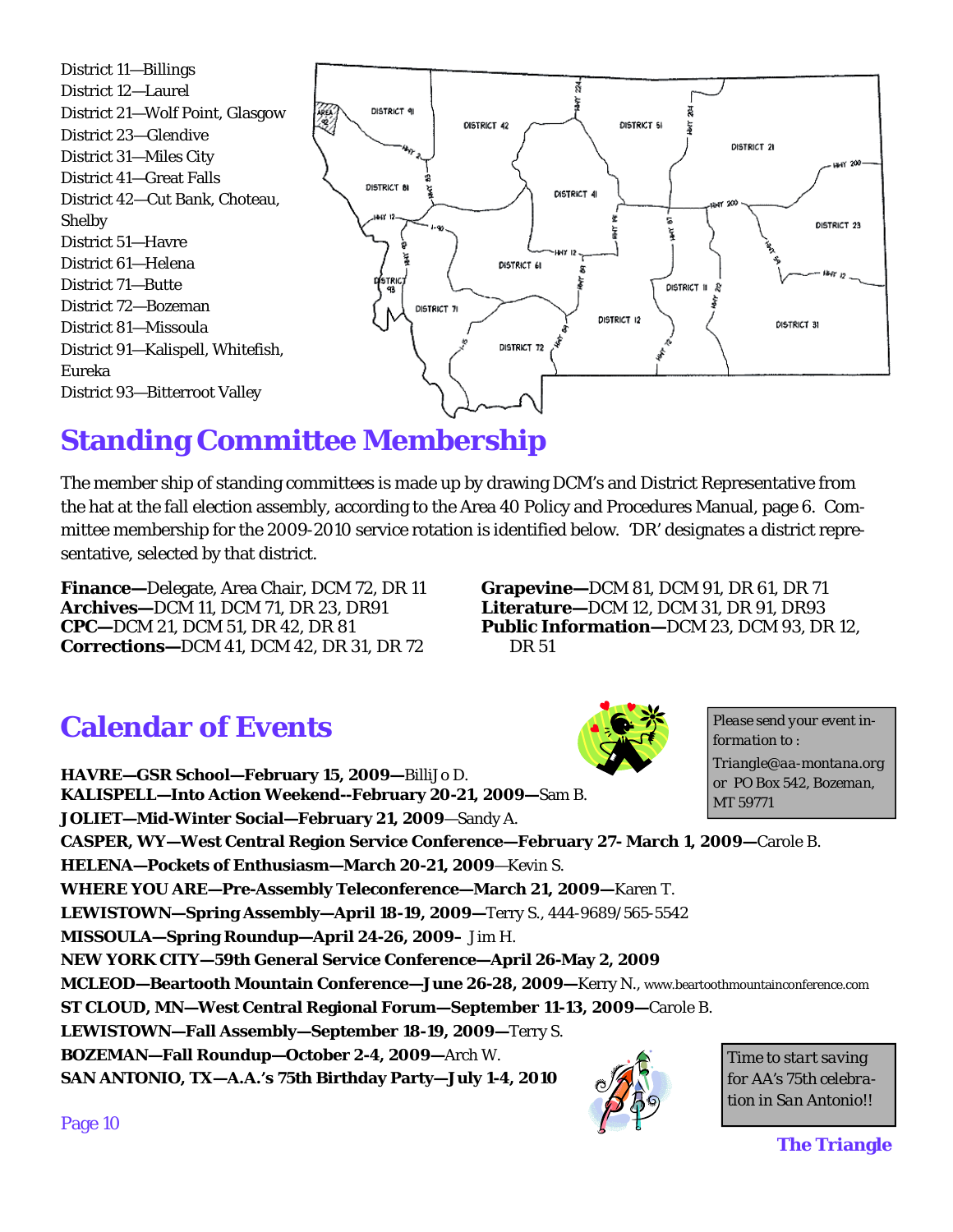District 11—Billings
District 12—Laurel
District 21—Wolf Point, Glasgow
District 23—Glendive
District 31—Miles City
District 41—Great Falls
District 42—Cut Bank, Choteau, Shelby
District 51—Havre
District 61—Helena
District 71—Butte
District 72—Bozeman
District 81—Missoula
District 91—Kalispell, Whitefish, Eureka
District 93—Bitterroot Valley

## Standing Committee Membership

The member ship of standing committees is made up by drawing DCM's and District Representative from the hat at the fall election assembly, according to the Area 40 Policy and Procedures Manual, page 6. Committee membership for the 2009-2010 service rotation is identified below. 'DR' designates a district representative, selected by that district.

**Finance—**Delegate, Area Chair, DCM 72, DR 11
**Archives—**DCM 11, DCM 71, DR 23, DR91
**CPC—**DCM 21, DCM 51, DR 42, DR 81
**Corrections—**DCM 41, DCM 42, DR 31, DR 72
**Grapevine—**DCM 81, DCM 91, DR 61, DR 71
**Literature—**DCM 12, DCM 31, DR 91, DR93
**Public Information—**DCM 23, DCM 93, DR 12, DR 51

## Calendar of Events

*Please send your event information to : Triangle@aa-montana.org or PO Box 542, Bozeman, MT 59771*

**HAVRE—GSR School—February 15, 2009—**BilliJo D.
**KALISPELL—Into Action Weekend--February 20-21, 2009—**Sam B.
**JOLIET—Mid-Winter Social—February 21, 2009**—Sandy A.
**CASPER, WY—West Central Region Service Conference—February 27- March 1, 2009—**Carole B.
**HELENA—Pockets of Enthusiasm—March 20-21, 2009**—Kevin S.
**WHERE YOU ARE—Pre-Assembly Teleconference—March 21, 2009—**Karen T.
**LEWISTOWN—Spring Assembly—April 18-19, 2009—**Terry S., 444-9689/565-5542
**MISSOULA—Spring Roundup—April 24-26, 2009–** Jim H.
**NEW YORK CITY—59th General Service Conference—April 26-May 2, 2009**
**MCLEOD—Beartooth Mountain Conference—June 26-28, 2009—**Kerry N., www.beartoothmountainconference.com
**ST CLOUD, MN—West Central Regional Forum—September 11-13, 2009—**Carole B.
**LEWISTOWN—Fall Assembly—September 18-19, 2009—**Terry S.
**BOZEMAN—Fall Roundup—October 2-4, 2009—**Arch W.
**SAN ANTONIO, TX—A.A.'s 75th Birthday Party—July 1-4, 2010**

*Time to start saving for AA's 75th celebration in San Antonio!!*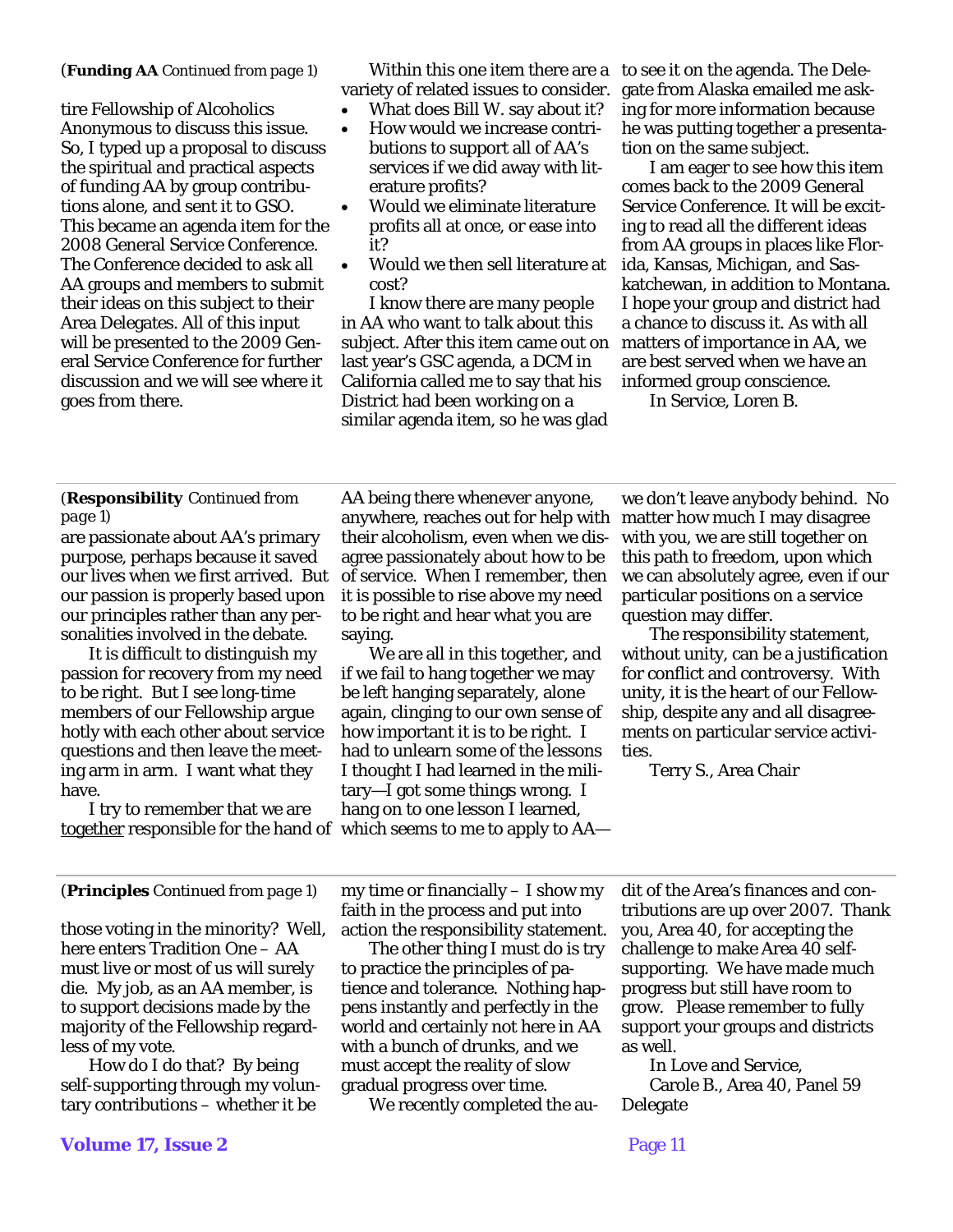(**Funding AA** *Continued from page 1*)

tire Fellowship of Alcoholics Anonymous to discuss this issue. So, I typed up a proposal to discuss the spiritual and practical aspects of funding AA by group contributions alone, and sent it to GSO. This became an agenda item for the 2008 General Service Conference. The Conference decided to ask all AA groups and members to submit their ideas on this subject to their Area Delegates. All of this input will be presented to the 2009 General Service Conference for further discussion and we will see where it goes from there.

Within this one item there are a variety of related issues to consider.

- What does Bill W. say about it?
- How would we increase contributions to support all of AA's services if we did away with literature profits?
- Would we eliminate literature profits all at once, or ease into it?
- Would we then sell literature at cost?

I know there are many people in AA who want to talk about this subject. After this item came out on last year's GSC agenda, a DCM in California called me to say that his District had been working on a similar agenda item, so he was glad to see it on the agenda. The Delegate from Alaska emailed me asking for more information because he was putting together a presentation on the same subject.

I am eager to see how this item comes back to the 2009 General Service Conference. It will be exciting to read all the different ideas from AA groups in places like Florida, Kansas, Michigan, and Saskatchewan, in addition to Montana. I hope your group and district had a chance to discuss it. As with all matters of importance in AA, we are best served when we have an informed group conscience.

In Service, Loren B.

---

(**Responsibility** *Continued from page 1*)

are passionate about AA's primary purpose, perhaps because it saved our lives when we first arrived. But our passion is properly based upon our principles rather than any personalities involved in the debate.

It is difficult to distinguish my passion for recovery from my need to be right. But I see long-time members of our Fellowship argue hotly with each other about service questions and then leave the meeting arm in arm. I want what they have.

I try to remember that we are <u>together</u> responsible for the hand of AA being there whenever anyone, anywhere, reaches out for help with their alcoholism, even when we disagree passionately about how to be of service. When I remember, then it is possible to rise above my need to be right and hear what you are saying.

We are all in this together, and if we fail to hang together we may be left hanging separately, alone again, clinging to our own sense of how important it is to be right. I had to unlearn some of the lessons I thought I had learned in the military—I got some things wrong. I hang on to one lesson I learned, which seems to me to apply to AA—we don't leave anybody behind. No matter how much I may disagree with you, we are still together on this path to freedom, upon which we can absolutely agree, even if our particular positions on a service question may differ.

The responsibility statement, without unity, can be a justification for conflict and controversy. With unity, it is the heart of our Fellowship, despite any and all disagreements on particular service activities.

Terry S., Area Chair

---

(**Principles** *Continued from page 1*)

those voting in the minority? Well, here enters Tradition One – AA must live or most of us will surely die. My job, as an AA member, is to support decisions made by the majority of the Fellowship regardless of my vote.

How do I do that? By being self-supporting through my voluntary contributions – whether it be my time or financially – I show my faith in the process and put into action the responsibility statement.

The other thing I must do is try to practice the principles of patience and tolerance. Nothing happens instantly and perfectly in the world and certainly not here in AA with a bunch of drunks, and we must accept the reality of slow gradual progress over time.

We recently completed the audit of the Area's finances and contributions are up over 2007. Thank you, Area 40, for accepting the challenge to make Area 40 self-supporting. We have made much progress but still have room to grow. Please remember to fully support your groups and districts as well.

In Love and Service,
Carole B., Area 40, Panel 59 Delegate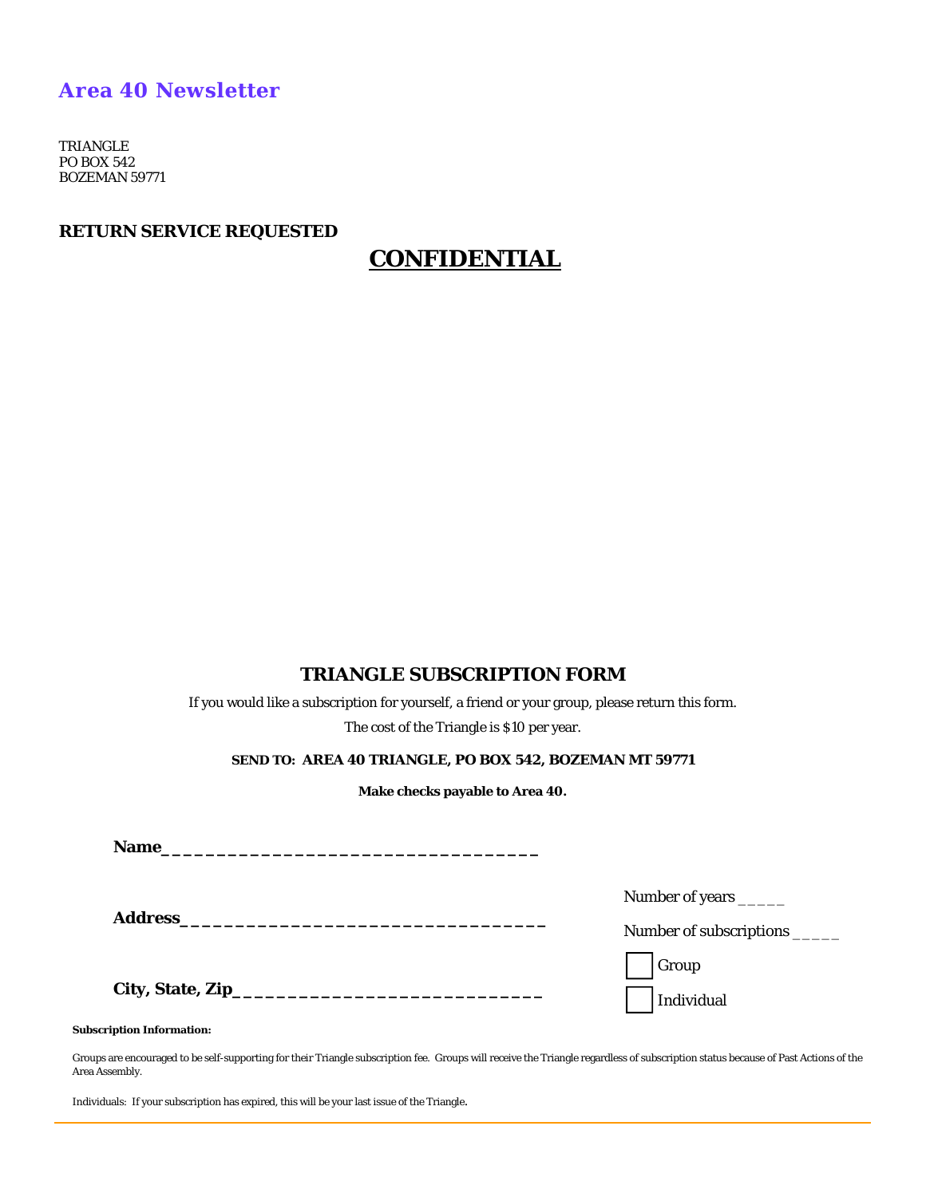## Area 40 Newsletter

TRIANGLE
PO BOX 542
BOZEMAN 59771

**RETURN SERVICE REQUESTED**

**CONFIDENTIAL**

### TRIANGLE SUBSCRIPTION FORM

If you would like a subscription for yourself, a friend or your group, please return this form.

The cost of the Triangle is $10 per year.

**SEND TO: AREA 40 TRIANGLE, PO BOX 542, BOZEMAN MT 59771**

**Make checks payable to Area 40.**

**Name**___________________________________

**Address**__________________________________

**City, State, Zip**____________________________

Number of years _____

Number of subscriptions _____

☐ Group

☐ Individual

**Subscription Information:**

Groups are encouraged to be self-supporting for their Triangle subscription fee. Groups will receive the Triangle regardless of subscription status because of Past Actions of the Area Assembly.

Individuals: If your subscription has expired, this will be your last issue of the Triangle.